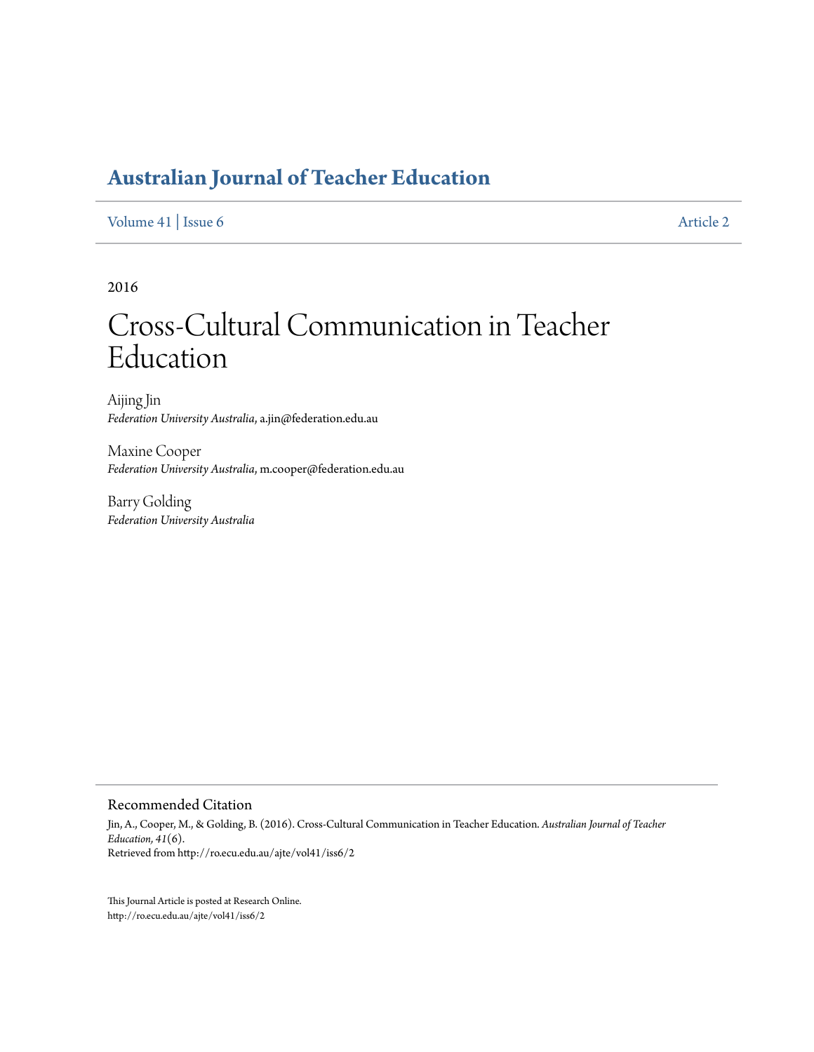# Australian Journal of Teacher Education

Volume 41 | Issue 6 Article 2

2016

# Cross-Cultural Communication in Teacher Education

Aijing Jin
*Federation University Australia*, a.jin@federation.edu.au

Maxine Cooper
*Federation University Australia*, m.cooper@federation.edu.au

Barry Golding
*Federation University Australia*

## Recommended Citation

Jin, A., Cooper, M., & Golding, B. (2016). Cross-Cultural Communication in Teacher Education. *Australian Journal of Teacher Education, 41*(6).
Retrieved from http://ro.ecu.edu.au/ajte/vol41/iss6/2

This Journal Article is posted at Research Online.
http://ro.ecu.edu.au/ajte/vol41/iss6/2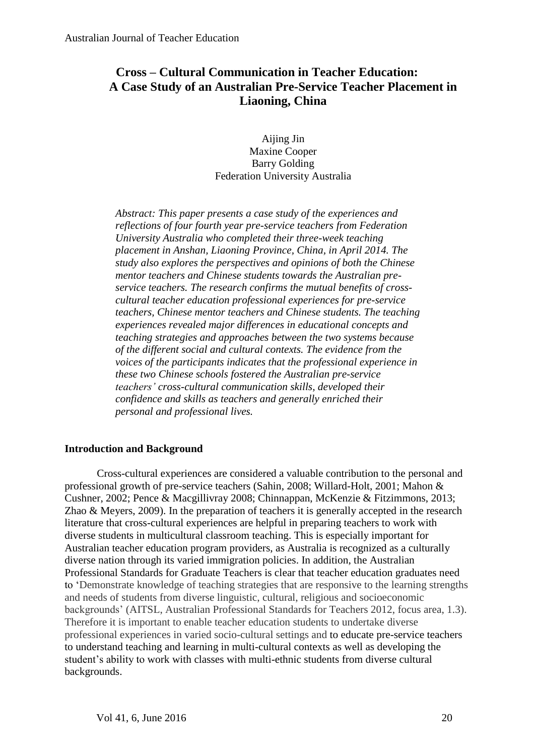# Cross – Cultural Communication in Teacher Education: A Case Study of an Australian Pre-Service Teacher Placement in Liaoning, China

Aijing Jin
Maxine Cooper
Barry Golding
Federation University Australia

*Abstract: This paper presents a case study of the experiences and reflections of four fourth year pre-service teachers from Federation University Australia who completed their three-week teaching placement in Anshan, Liaoning Province, China, in April 2014. The study also explores the perspectives and opinions of both the Chinese mentor teachers and Chinese students towards the Australian pre-service teachers. The research confirms the mutual benefits of cross-cultural teacher education professional experiences for pre-service teachers, Chinese mentor teachers and Chinese students. The teaching experiences revealed major differences in educational concepts and teaching strategies and approaches between the two systems because of the different social and cultural contexts. The evidence from the voices of the participants indicates that the professional experience in these two Chinese schools fostered the Australian pre-service teachers' cross-cultural communication skills, developed their confidence and skills as teachers and generally enriched their personal and professional lives.*

## Introduction and Background

Cross-cultural experiences are considered a valuable contribution to the personal and professional growth of pre-service teachers (Sahin, 2008; Willard-Holt, 2001; Mahon & Cushner, 2002; Pence & Macgillivray 2008; Chinnappan, McKenzie & Fitzimmons, 2013; Zhao & Meyers, 2009). In the preparation of teachers it is generally accepted in the research literature that cross-cultural experiences are helpful in preparing teachers to work with diverse students in multicultural classroom teaching. This is especially important for Australian teacher education program providers, as Australia is recognized as a culturally diverse nation through its varied immigration policies. In addition, the Australian Professional Standards for Graduate Teachers is clear that teacher education graduates need to 'Demonstrate knowledge of teaching strategies that are responsive to the learning strengths and needs of students from diverse linguistic, cultural, religious and socioeconomic backgrounds' (AITSL, Australian Professional Standards for Teachers 2012, focus area, 1.3). Therefore it is important to enable teacher education students to undertake diverse professional experiences in varied socio-cultural settings and to educate pre-service teachers to understand teaching and learning in multi-cultural contexts as well as developing the student's ability to work with classes with multi-ethnic students from diverse cultural backgrounds.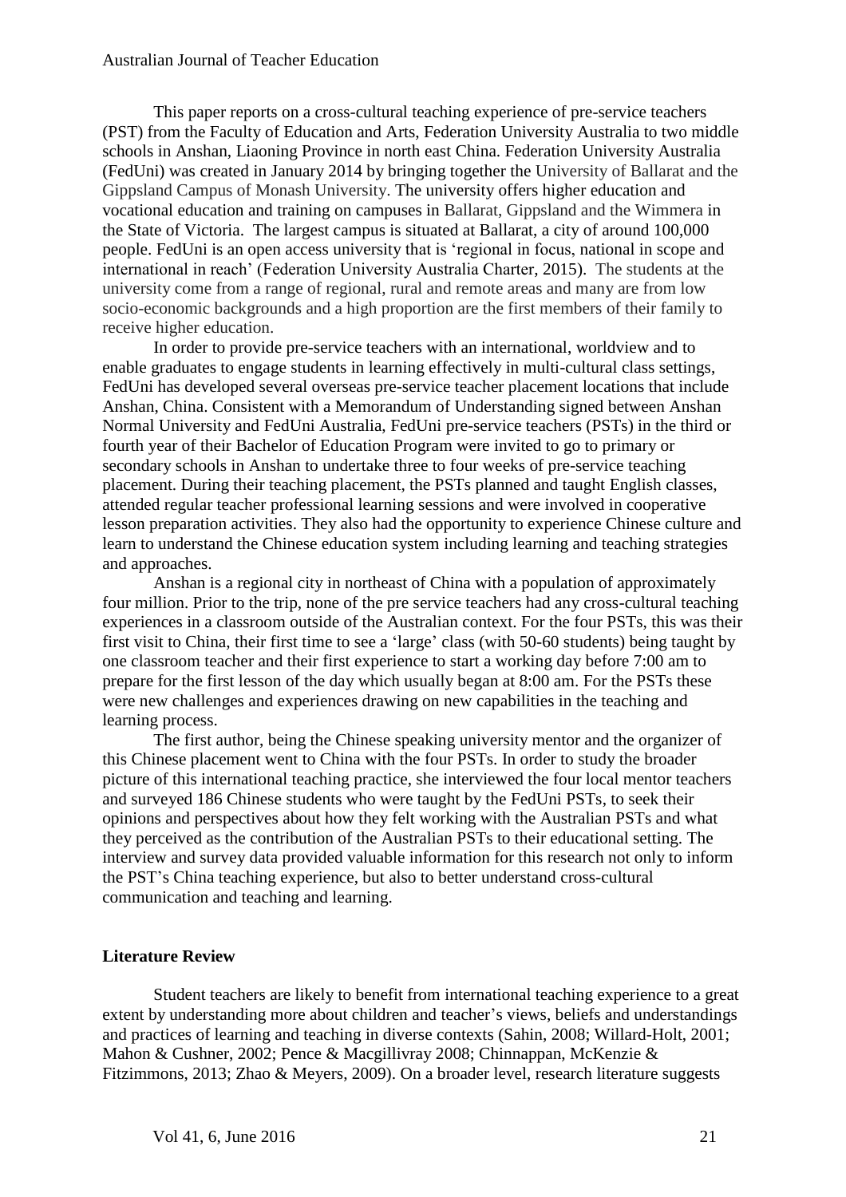This paper reports on a cross-cultural teaching experience of pre-service teachers (PST) from the Faculty of Education and Arts, Federation University Australia to two middle schools in Anshan, Liaoning Province in north east China. Federation University Australia (FedUni) was created in January 2014 by bringing together the University of Ballarat and the Gippsland Campus of Monash University. The university offers higher education and vocational education and training on campuses in Ballarat, Gippsland and the Wimmera in the State of Victoria. The largest campus is situated at Ballarat, a city of around 100,000 people. FedUni is an open access university that is 'regional in focus, national in scope and international in reach' (Federation University Australia Charter, 2015). The students at the university come from a range of regional, rural and remote areas and many are from low socio-economic backgrounds and a high proportion are the first members of their family to receive higher education.

In order to provide pre-service teachers with an international, worldview and to enable graduates to engage students in learning effectively in multi-cultural class settings, FedUni has developed several overseas pre-service teacher placement locations that include Anshan, China. Consistent with a Memorandum of Understanding signed between Anshan Normal University and FedUni Australia, FedUni pre-service teachers (PSTs) in the third or fourth year of their Bachelor of Education Program were invited to go to primary or secondary schools in Anshan to undertake three to four weeks of pre-service teaching placement. During their teaching placement, the PSTs planned and taught English classes, attended regular teacher professional learning sessions and were involved in cooperative lesson preparation activities. They also had the opportunity to experience Chinese culture and learn to understand the Chinese education system including learning and teaching strategies and approaches.

Anshan is a regional city in northeast of China with a population of approximately four million. Prior to the trip, none of the pre service teachers had any cross-cultural teaching experiences in a classroom outside of the Australian context. For the four PSTs, this was their first visit to China, their first time to see a 'large' class (with 50-60 students) being taught by one classroom teacher and their first experience to start a working day before 7:00 am to prepare for the first lesson of the day which usually began at 8:00 am. For the PSTs these were new challenges and experiences drawing on new capabilities in the teaching and learning process.

The first author, being the Chinese speaking university mentor and the organizer of this Chinese placement went to China with the four PSTs. In order to study the broader picture of this international teaching practice, she interviewed the four local mentor teachers and surveyed 186 Chinese students who were taught by the FedUni PSTs, to seek their opinions and perspectives about how they felt working with the Australian PSTs and what they perceived as the contribution of the Australian PSTs to their educational setting. The interview and survey data provided valuable information for this research not only to inform the PST's China teaching experience, but also to better understand cross-cultural communication and teaching and learning.

## Literature Review

Student teachers are likely to benefit from international teaching experience to a great extent by understanding more about children and teacher's views, beliefs and understandings and practices of learning and teaching in diverse contexts (Sahin, 2008; Willard-Holt, 2001; Mahon & Cushner, 2002; Pence & Macgillivray 2008; Chinnappan, McKenzie & Fitzimmons, 2013; Zhao & Meyers, 2009). On a broader level, research literature suggests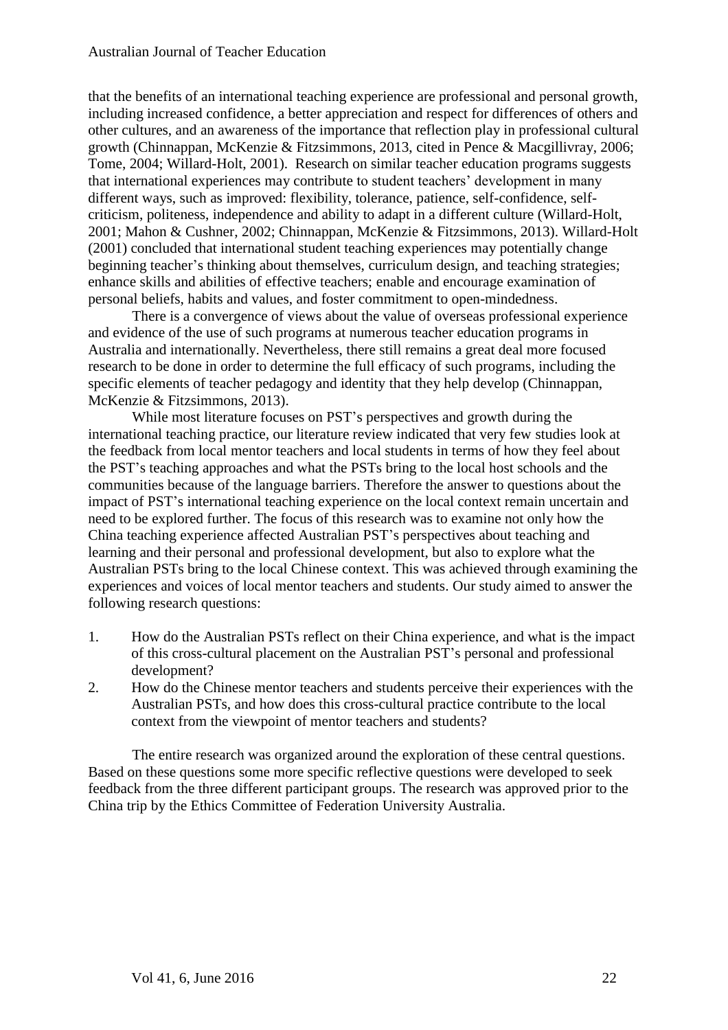that the benefits of an international teaching experience are professional and personal growth, including increased confidence, a better appreciation and respect for differences of others and other cultures, and an awareness of the importance that reflection play in professional cultural growth (Chinnappan, McKenzie & Fitzsimmons, 2013, cited in Pence & Macgillivray, 2006; Tome, 2004; Willard-Holt, 2001). Research on similar teacher education programs suggests that international experiences may contribute to student teachers' development in many different ways, such as improved: flexibility, tolerance, patience, self-confidence, self-criticism, politeness, independence and ability to adapt in a different culture (Willard-Holt, 2001; Mahon & Cushner, 2002; Chinnappan, McKenzie & Fitzsimmons, 2013). Willard-Holt (2001) concluded that international student teaching experiences may potentially change beginning teacher's thinking about themselves, curriculum design, and teaching strategies; enhance skills and abilities of effective teachers; enable and encourage examination of personal beliefs, habits and values, and foster commitment to open-mindedness.

There is a convergence of views about the value of overseas professional experience and evidence of the use of such programs at numerous teacher education programs in Australia and internationally. Nevertheless, there still remains a great deal more focused research to be done in order to determine the full efficacy of such programs, including the specific elements of teacher pedagogy and identity that they help develop (Chinnappan, McKenzie & Fitzsimmons, 2013).

While most literature focuses on PST's perspectives and growth during the international teaching practice, our literature review indicated that very few studies look at the feedback from local mentor teachers and local students in terms of how they feel about the PST's teaching approaches and what the PSTs bring to the local host schools and the communities because of the language barriers. Therefore the answer to questions about the impact of PST's international teaching experience on the local context remain uncertain and need to be explored further. The focus of this research was to examine not only how the China teaching experience affected Australian PST's perspectives about teaching and learning and their personal and professional development, but also to explore what the Australian PSTs bring to the local Chinese context. This was achieved through examining the experiences and voices of local mentor teachers and students. Our study aimed to answer the following research questions:

1. How do the Australian PSTs reflect on their China experience, and what is the impact of this cross-cultural placement on the Australian PST's personal and professional development?
2. How do the Chinese mentor teachers and students perceive their experiences with the Australian PSTs, and how does this cross-cultural practice contribute to the local context from the viewpoint of mentor teachers and students?

The entire research was organized around the exploration of these central questions. Based on these questions some more specific reflective questions were developed to seek feedback from the three different participant groups. The research was approved prior to the China trip by the Ethics Committee of Federation University Australia.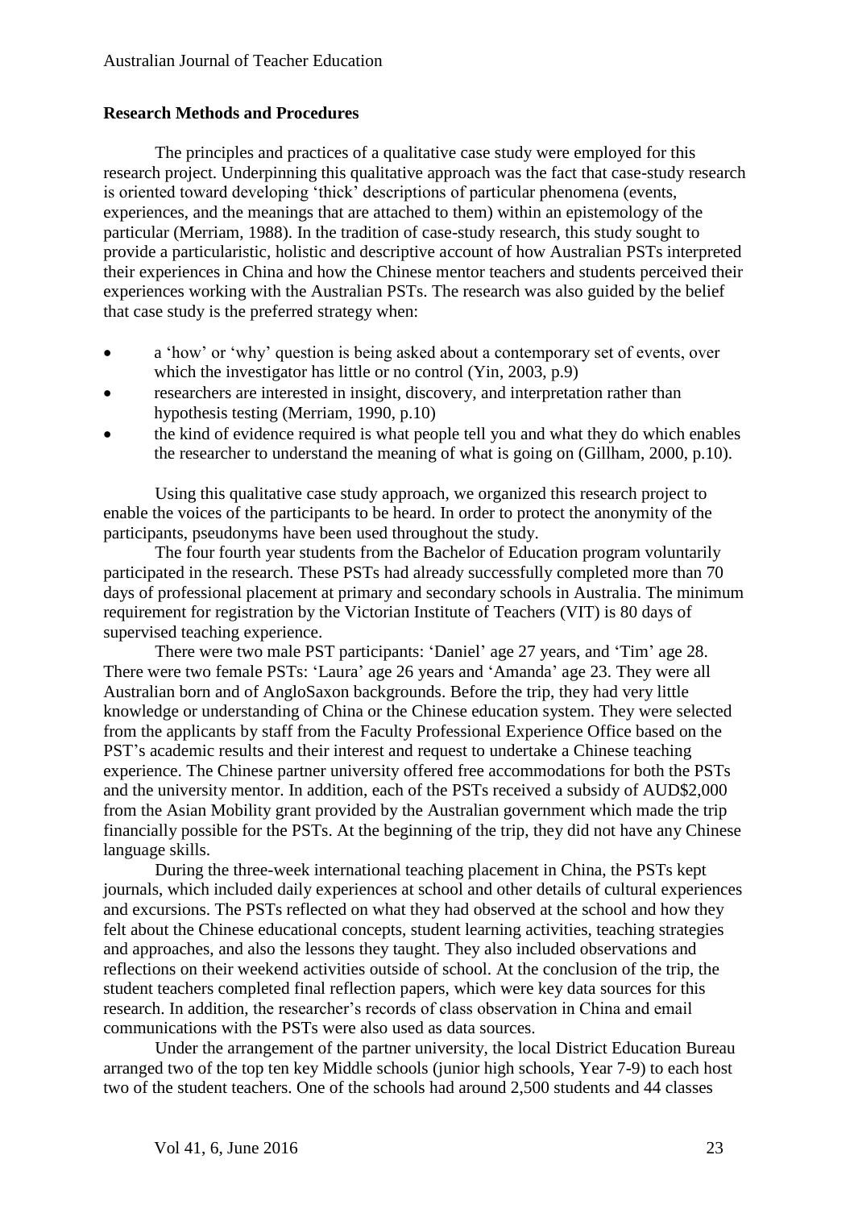## Research Methods and Procedures

The principles and practices of a qualitative case study were employed for this research project. Underpinning this qualitative approach was the fact that case-study research is oriented toward developing 'thick' descriptions of particular phenomena (events, experiences, and the meanings that are attached to them) within an epistemology of the particular (Merriam, 1988). In the tradition of case-study research, this study sought to provide a particularistic, holistic and descriptive account of how Australian PSTs interpreted their experiences in China and how the Chinese mentor teachers and students perceived their experiences working with the Australian PSTs. The research was also guided by the belief that case study is the preferred strategy when:

- a 'how' or 'why' question is being asked about a contemporary set of events, over which the investigator has little or no control (Yin, 2003, p.9)
- researchers are interested in insight, discovery, and interpretation rather than hypothesis testing (Merriam, 1990, p.10)
- the kind of evidence required is what people tell you and what they do which enables the researcher to understand the meaning of what is going on (Gillham, 2000, p.10).

Using this qualitative case study approach, we organized this research project to enable the voices of the participants to be heard. In order to protect the anonymity of the participants, pseudonyms have been used throughout the study.

The four fourth year students from the Bachelor of Education program voluntarily participated in the research. These PSTs had already successfully completed more than 70 days of professional placement at primary and secondary schools in Australia. The minimum requirement for registration by the Victorian Institute of Teachers (VIT) is 80 days of supervised teaching experience.

There were two male PST participants: 'Daniel' age 27 years, and 'Tim' age 28. There were two female PSTs: 'Laura' age 26 years and 'Amanda' age 23. They were all Australian born and of AngloSaxon backgrounds. Before the trip, they had very little knowledge or understanding of China or the Chinese education system. They were selected from the applicants by staff from the Faculty Professional Experience Office based on the PST's academic results and their interest and request to undertake a Chinese teaching experience. The Chinese partner university offered free accommodations for both the PSTs and the university mentor. In addition, each of the PSTs received a subsidy of AUD$2,000 from the Asian Mobility grant provided by the Australian government which made the trip financially possible for the PSTs. At the beginning of the trip, they did not have any Chinese language skills.

During the three-week international teaching placement in China, the PSTs kept journals, which included daily experiences at school and other details of cultural experiences and excursions. The PSTs reflected on what they had observed at the school and how they felt about the Chinese educational concepts, student learning activities, teaching strategies and approaches, and also the lessons they taught. They also included observations and reflections on their weekend activities outside of school. At the conclusion of the trip, the student teachers completed final reflection papers, which were key data sources for this research. In addition, the researcher's records of class observation in China and email communications with the PSTs were also used as data sources.

Under the arrangement of the partner university, the local District Education Bureau arranged two of the top ten key Middle schools (junior high schools, Year 7-9) to each host two of the student teachers. One of the schools had around 2,500 students and 44 classes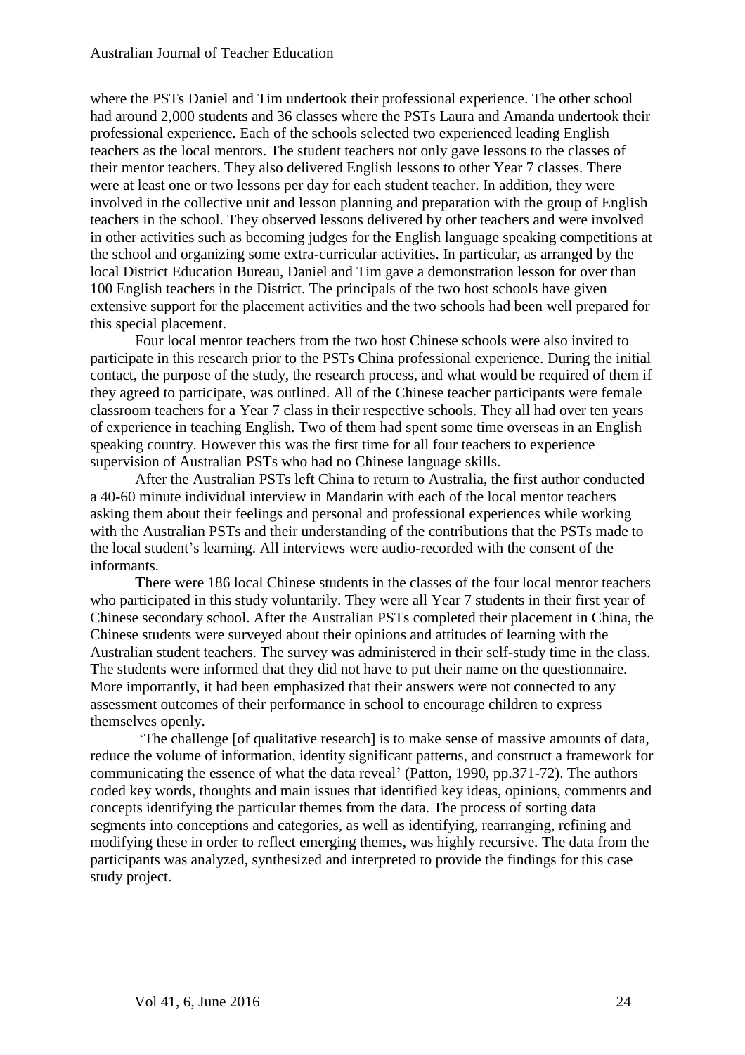where the PSTs Daniel and Tim undertook their professional experience. The other school had around 2,000 students and 36 classes where the PSTs Laura and Amanda undertook their professional experience. Each of the schools selected two experienced leading English teachers as the local mentors. The student teachers not only gave lessons to the classes of their mentor teachers. They also delivered English lessons to other Year 7 classes. There were at least one or two lessons per day for each student teacher. In addition, they were involved in the collective unit and lesson planning and preparation with the group of English teachers in the school. They observed lessons delivered by other teachers and were involved in other activities such as becoming judges for the English language speaking competitions at the school and organizing some extra-curricular activities. In particular, as arranged by the local District Education Bureau, Daniel and Tim gave a demonstration lesson for over than 100 English teachers in the District. The principals of the two host schools have given extensive support for the placement activities and the two schools had been well prepared for this special placement.

Four local mentor teachers from the two host Chinese schools were also invited to participate in this research prior to the PSTs China professional experience. During the initial contact, the purpose of the study, the research process, and what would be required of them if they agreed to participate, was outlined. All of the Chinese teacher participants were female classroom teachers for a Year 7 class in their respective schools. They all had over ten years of experience in teaching English. Two of them had spent some time overseas in an English speaking country. However this was the first time for all four teachers to experience supervision of Australian PSTs who had no Chinese language skills.

After the Australian PSTs left China to return to Australia, the first author conducted a 40-60 minute individual interview in Mandarin with each of the local mentor teachers asking them about their feelings and personal and professional experiences while working with the Australian PSTs and their understanding of the contributions that the PSTs made to the local student's learning. All interviews were audio-recorded with the consent of the informants.

**T**here were 186 local Chinese students in the classes of the four local mentor teachers who participated in this study voluntarily. They were all Year 7 students in their first year of Chinese secondary school. After the Australian PSTs completed their placement in China, the Chinese students were surveyed about their opinions and attitudes of learning with the Australian student teachers. The survey was administered in their self-study time in the class. The students were informed that they did not have to put their name on the questionnaire. More importantly, it had been emphasized that their answers were not connected to any assessment outcomes of their performance in school to encourage children to express themselves openly.

'The challenge [of qualitative research] is to make sense of massive amounts of data, reduce the volume of information, identity significant patterns, and construct a framework for communicating the essence of what the data reveal' (Patton, 1990, pp.371-72). The authors coded key words, thoughts and main issues that identified key ideas, opinions, comments and concepts identifying the particular themes from the data. The process of sorting data segments into conceptions and categories, as well as identifying, rearranging, refining and modifying these in order to reflect emerging themes, was highly recursive. The data from the participants was analyzed, synthesized and interpreted to provide the findings for this case study project.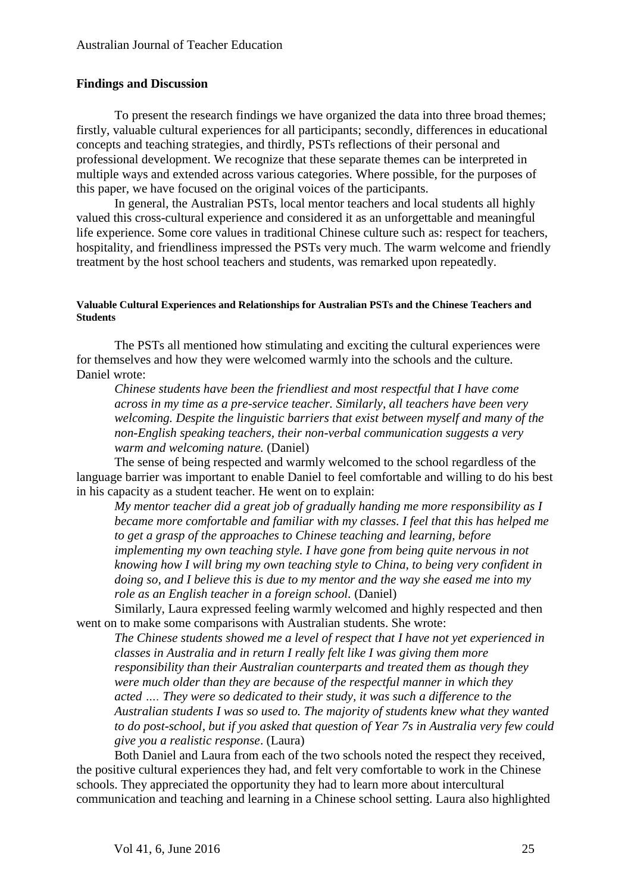## Findings and Discussion

To present the research findings we have organized the data into three broad themes; firstly, valuable cultural experiences for all participants; secondly, differences in educational concepts and teaching strategies, and thirdly, PSTs reflections of their personal and professional development. We recognize that these separate themes can be interpreted in multiple ways and extended across various categories. Where possible, for the purposes of this paper, we have focused on the original voices of the participants.

In general, the Australian PSTs, local mentor teachers and local students all highly valued this cross-cultural experience and considered it as an unforgettable and meaningful life experience. Some core values in traditional Chinese culture such as: respect for teachers, hospitality, and friendliness impressed the PSTs very much. The warm welcome and friendly treatment by the host school teachers and students, was remarked upon repeatedly.

#### Valuable Cultural Experiences and Relationships for Australian PSTs and the Chinese Teachers and Students

The PSTs all mentioned how stimulating and exciting the cultural experiences were for themselves and how they were welcomed warmly into the schools and the culture. Daniel wrote:

> *Chinese students have been the friendliest and most respectful that I have come across in my time as a pre-service teacher. Similarly, all teachers have been very welcoming. Despite the linguistic barriers that exist between myself and many of the non-English speaking teachers, their non-verbal communication suggests a very warm and welcoming nature.* (Daniel)

The sense of being respected and warmly welcomed to the school regardless of the language barrier was important to enable Daniel to feel comfortable and willing to do his best in his capacity as a student teacher. He went on to explain:

> *My mentor teacher did a great job of gradually handing me more responsibility as I became more comfortable and familiar with my classes. I feel that this has helped me to get a grasp of the approaches to Chinese teaching and learning, before implementing my own teaching style. I have gone from being quite nervous in not knowing how I will bring my own teaching style to China, to being very confident in doing so, and I believe this is due to my mentor and the way she eased me into my role as an English teacher in a foreign school.* (Daniel)

Similarly, Laura expressed feeling warmly welcomed and highly respected and then went on to make some comparisons with Australian students. She wrote:

> *The Chinese students showed me a level of respect that I have not yet experienced in classes in Australia and in return I really felt like I was giving them more responsibility than their Australian counterparts and treated them as though they were much older than they are because of the respectful manner in which they acted …. They were so dedicated to their study, it was such a difference to the Australian students I was so used to. The majority of students knew what they wanted to do post-school, but if you asked that question of Year 7s in Australia very few could give you a realistic response*. (Laura)

Both Daniel and Laura from each of the two schools noted the respect they received, the positive cultural experiences they had, and felt very comfortable to work in the Chinese schools. They appreciated the opportunity they had to learn more about intercultural communication and teaching and learning in a Chinese school setting. Laura also highlighted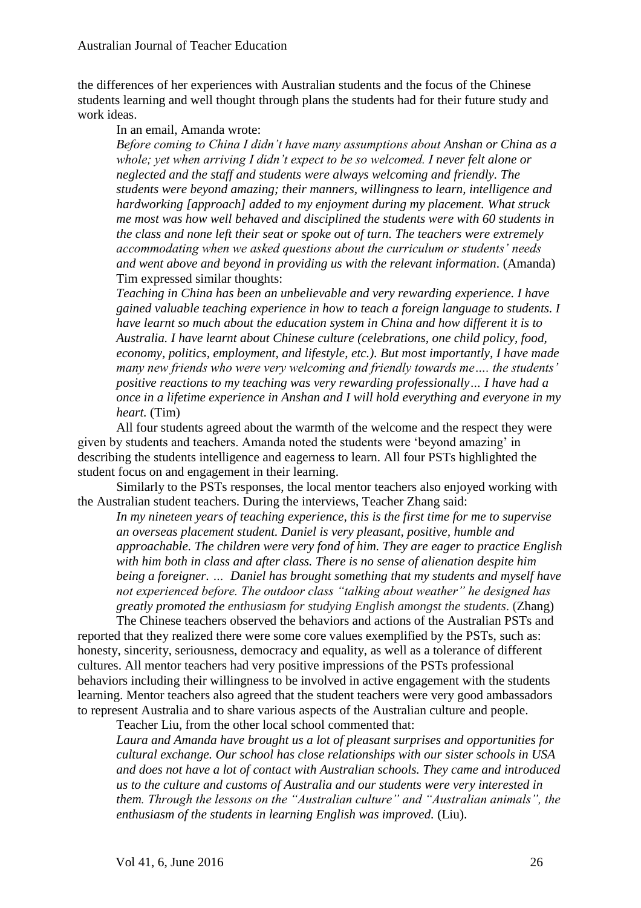the differences of her experiences with Australian students and the focus of the Chinese students learning and well thought through plans the students had for their future study and work ideas.

In an email, Amanda wrote:

> *Before coming to China I didn't have many assumptions about Anshan or China as a whole; yet when arriving I didn't expect to be so welcomed. I never felt alone or neglected and the staff and students were always welcoming and friendly. The students were beyond amazing; their manners, willingness to learn, intelligence and hardworking [approach] added to my enjoyment during my placement. What struck me most was how well behaved and disciplined the students were with 60 students in the class and none left their seat or spoke out of turn. The teachers were extremely accommodating when we asked questions about the curriculum or students' needs and went above and beyond in providing us with the relevant information*. (Amanda)

Tim expressed similar thoughts:

> *Teaching in China has been an unbelievable and very rewarding experience. I have gained valuable teaching experience in how to teach a foreign language to students. I have learnt so much about the education system in China and how different it is to Australia. I have learnt about Chinese culture (celebrations, one child policy, food, economy, politics, employment, and lifestyle, etc.). But most importantly, I have made many new friends who were very welcoming and friendly towards me…. the students' positive reactions to my teaching was very rewarding professionally… I have had a once in a lifetime experience in Anshan and I will hold everything and everyone in my heart.* (Tim)

All four students agreed about the warmth of the welcome and the respect they were given by students and teachers. Amanda noted the students were 'beyond amazing' in describing the students intelligence and eagerness to learn. All four PSTs highlighted the student focus on and engagement in their learning.

Similarly to the PSTs responses, the local mentor teachers also enjoyed working with the Australian student teachers. During the interviews, Teacher Zhang said:

> *In my nineteen years of teaching experience, this is the first time for me to supervise an overseas placement student. Daniel is very pleasant, positive, humble and approachable. The children were very fond of him. They are eager to practice English with him both in class and after class. There is no sense of alienation despite him being a foreigner. … Daniel has brought something that my students and myself have not experienced before. The outdoor class "talking about weather" he designed has greatly promoted the enthusiasm for studying English amongst the students*. (Zhang)

The Chinese teachers observed the behaviors and actions of the Australian PSTs and reported that they realized there were some core values exemplified by the PSTs, such as: honesty, sincerity, seriousness, democracy and equality, as well as a tolerance of different cultures. All mentor teachers had very positive impressions of the PSTs professional behaviors including their willingness to be involved in active engagement with the students learning. Mentor teachers also agreed that the student teachers were very good ambassadors to represent Australia and to share various aspects of the Australian culture and people.

Teacher Liu, from the other local school commented that:

> *Laura and Amanda have brought us a lot of pleasant surprises and opportunities for cultural exchange. Our school has close relationships with our sister schools in USA and does not have a lot of contact with Australian schools. They came and introduced us to the culture and customs of Australia and our students were very interested in them. Through the lessons on the "Australian culture" and "Australian animals", the enthusiasm of the students in learning English was improved.* (Liu).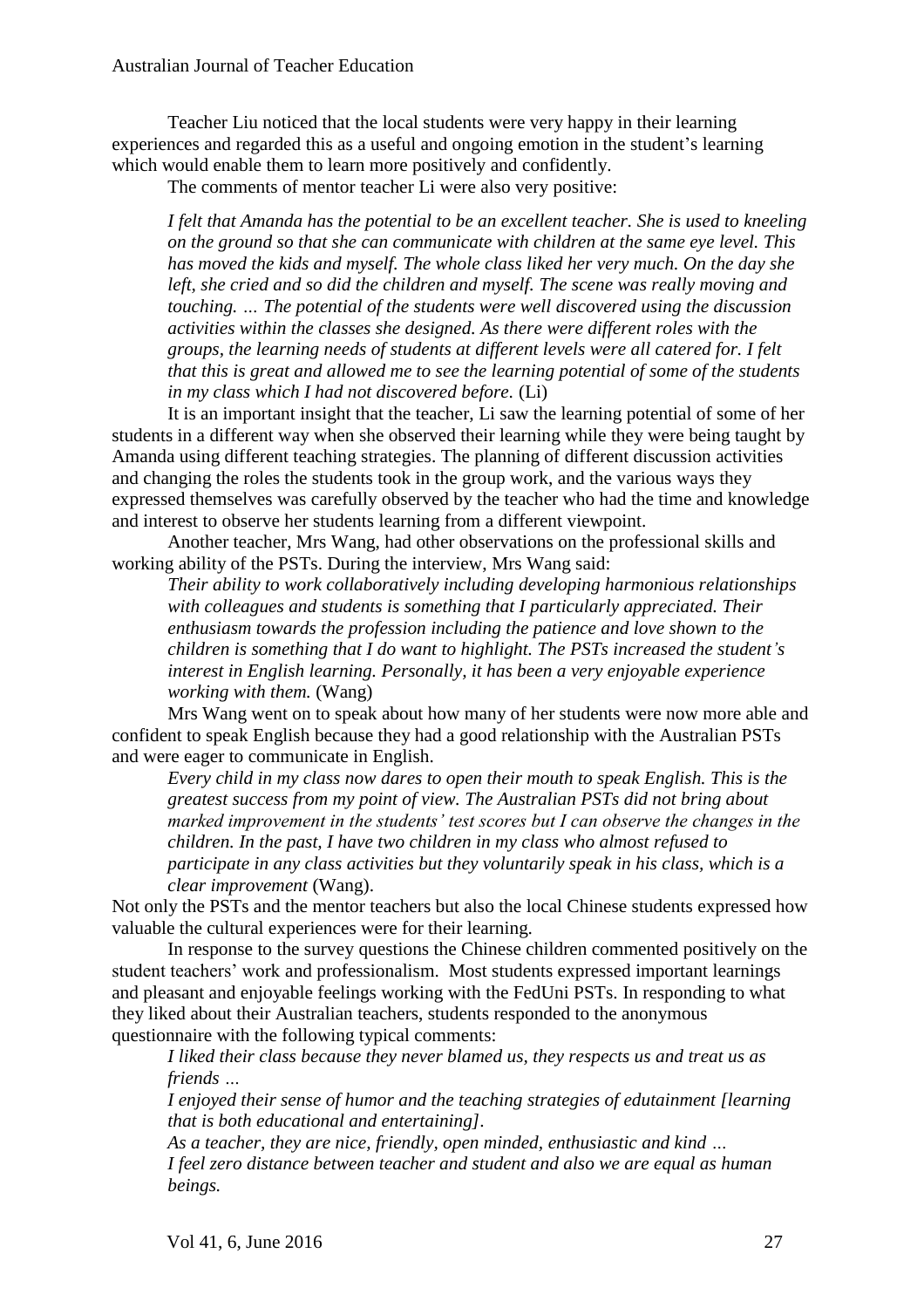Teacher Liu noticed that the local students were very happy in their learning experiences and regarded this as a useful and ongoing emotion in the student's learning which would enable them to learn more positively and confidently.

The comments of mentor teacher Li were also very positive:

> *I felt that Amanda has the potential to be an excellent teacher. She is used to kneeling on the ground so that she can communicate with children at the same eye level. This has moved the kids and myself. The whole class liked her very much. On the day she left, she cried and so did the children and myself. The scene was really moving and touching. … The potential of the students were well discovered using the discussion activities within the classes she designed. As there were different roles with the groups, the learning needs of students at different levels were all catered for. I felt that this is great and allowed me to see the learning potential of some of the students in my class which I had not discovered before.* (Li)

It is an important insight that the teacher, Li saw the learning potential of some of her students in a different way when she observed their learning while they were being taught by Amanda using different teaching strategies. The planning of different discussion activities and changing the roles the students took in the group work, and the various ways they expressed themselves was carefully observed by the teacher who had the time and knowledge and interest to observe her students learning from a different viewpoint.

Another teacher, Mrs Wang, had other observations on the professional skills and working ability of the PSTs. During the interview, Mrs Wang said:

> *Their ability to work collaboratively including developing harmonious relationships with colleagues and students is something that I particularly appreciated. Their enthusiasm towards the profession including the patience and love shown to the children is something that I do want to highlight. The PSTs increased the student's interest in English learning. Personally, it has been a very enjoyable experience working with them.* (Wang)

Mrs Wang went on to speak about how many of her students were now more able and confident to speak English because they had a good relationship with the Australian PSTs and were eager to communicate in English.

> *Every child in my class now dares to open their mouth to speak English. This is the greatest success from my point of view. The Australian PSTs did not bring about marked improvement in the students' test scores but I can observe the changes in the children. In the past, I have two children in my class who almost refused to participate in any class activities but they voluntarily speak in his class, which is a clear improvement* (Wang).

Not only the PSTs and the mentor teachers but also the local Chinese students expressed how valuable the cultural experiences were for their learning.

In response to the survey questions the Chinese children commented positively on the student teachers' work and professionalism. Most students expressed important learnings and pleasant and enjoyable feelings working with the FedUni PSTs. In responding to what they liked about their Australian teachers, students responded to the anonymous questionnaire with the following typical comments:

> *I liked their class because they never blamed us, they respects us and treat us as friends …*
>
> *I enjoyed their sense of humor and the teaching strategies of edutainment [learning that is both educational and entertaining].*
>
> *As a teacher, they are nice, friendly, open minded, enthusiastic and kind …*
>
> *I feel zero distance between teacher and student and also we are equal as human beings.*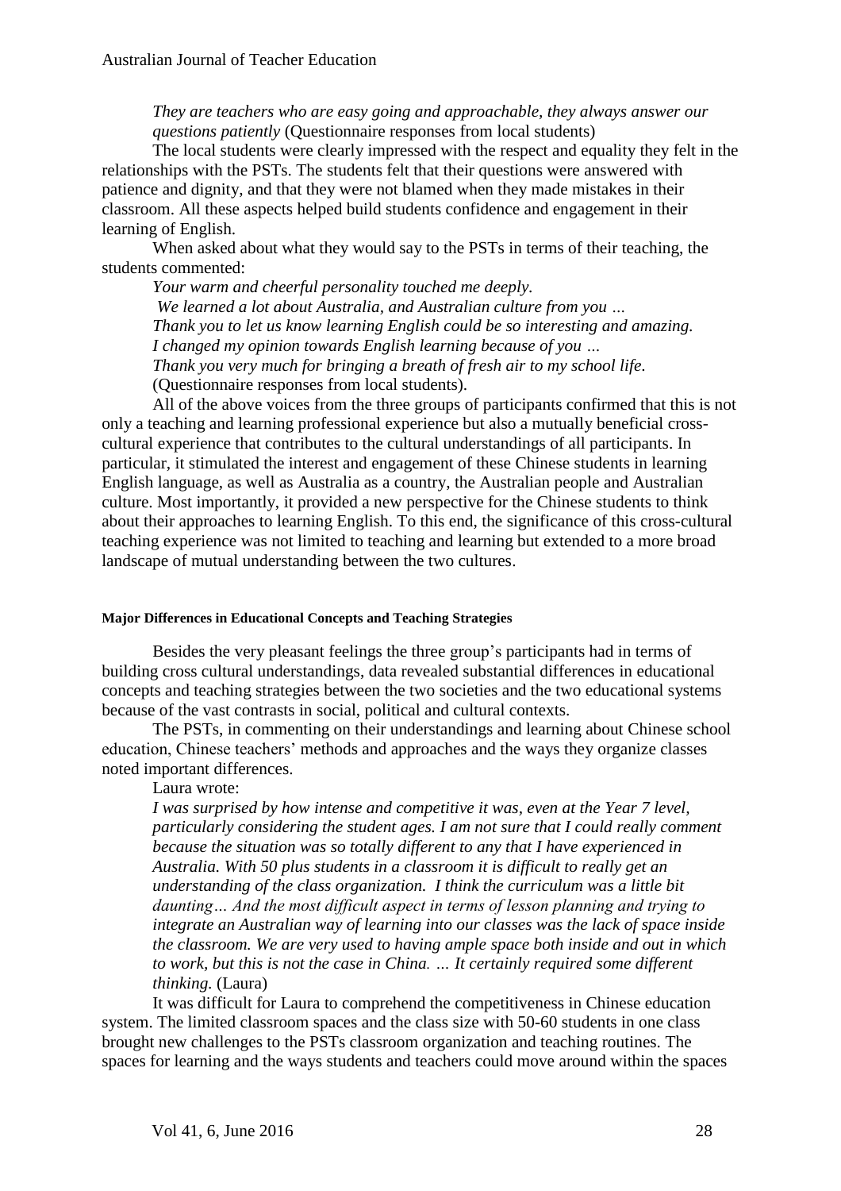*They are teachers who are easy going and approachable, they always answer our questions patiently* (Questionnaire responses from local students)

The local students were clearly impressed with the respect and equality they felt in the relationships with the PSTs. The students felt that their questions were answered with patience and dignity, and that they were not blamed when they made mistakes in their classroom. All these aspects helped build students confidence and engagement in their learning of English.

When asked about what they would say to the PSTs in terms of their teaching, the students commented:

*Your warm and cheerful personality touched me deeply.*
*We learned a lot about Australia, and Australian culture from you …*
*Thank you to let us know learning English could be so interesting and amazing.*
*I changed my opinion towards English learning because of you …*
*Thank you very much for bringing a breath of fresh air to my school life.*
(Questionnaire responses from local students).

All of the above voices from the three groups of participants confirmed that this is not only a teaching and learning professional experience but also a mutually beneficial cross-cultural experience that contributes to the cultural understandings of all participants. In particular, it stimulated the interest and engagement of these Chinese students in learning English language, as well as Australia as a country, the Australian people and Australian culture. Most importantly, it provided a new perspective for the Chinese students to think about their approaches to learning English. To this end, the significance of this cross-cultural teaching experience was not limited to teaching and learning but extended to a more broad landscape of mutual understanding between the two cultures.

#### Major Differences in Educational Concepts and Teaching Strategies

Besides the very pleasant feelings the three group's participants had in terms of building cross cultural understandings, data revealed substantial differences in educational concepts and teaching strategies between the two societies and the two educational systems because of the vast contrasts in social, political and cultural contexts.

The PSTs, in commenting on their understandings and learning about Chinese school education, Chinese teachers' methods and approaches and the ways they organize classes noted important differences.

Laura wrote:

*I was surprised by how intense and competitive it was, even at the Year 7 level, particularly considering the student ages. I am not sure that I could really comment because the situation was so totally different to any that I have experienced in Australia. With 50 plus students in a classroom it is difficult to really get an understanding of the class organization. I think the curriculum was a little bit daunting… And the most difficult aspect in terms of lesson planning and trying to integrate an Australian way of learning into our classes was the lack of space inside the classroom. We are very used to having ample space both inside and out in which to work, but this is not the case in China. … It certainly required some different thinking.* (Laura)

It was difficult for Laura to comprehend the competitiveness in Chinese education system. The limited classroom spaces and the class size with 50-60 students in one class brought new challenges to the PSTs classroom organization and teaching routines. The spaces for learning and the ways students and teachers could move around within the spaces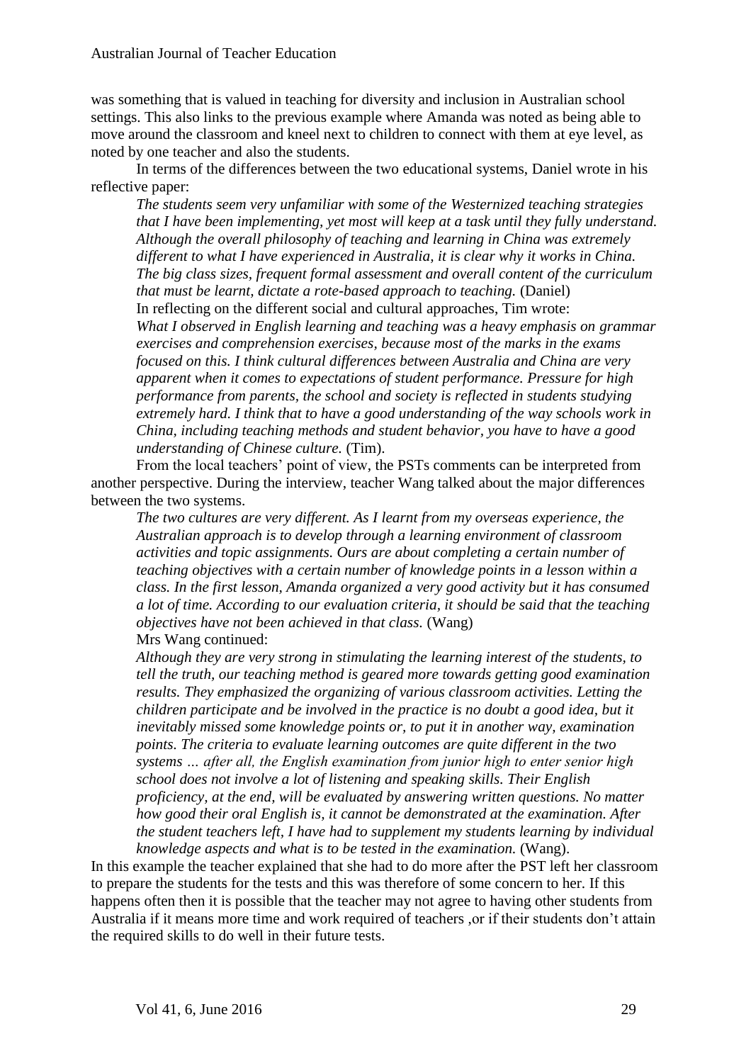was something that is valued in teaching for diversity and inclusion in Australian school settings. This also links to the previous example where Amanda was noted as being able to move around the classroom and kneel next to children to connect with them at eye level, as noted by one teacher and also the students.

In terms of the differences between the two educational systems, Daniel wrote in his reflective paper:

> *The students seem very unfamiliar with some of the Westernized teaching strategies that I have been implementing, yet most will keep at a task until they fully understand. Although the overall philosophy of teaching and learning in China was extremely different to what I have experienced in Australia, it is clear why it works in China. The big class sizes, frequent formal assessment and overall content of the curriculum that must be learnt, dictate a rote-based approach to teaching.* (Daniel)

In reflecting on the different social and cultural approaches, Tim wrote:

> *What I observed in English learning and teaching was a heavy emphasis on grammar exercises and comprehension exercises, because most of the marks in the exams focused on this. I think cultural differences between Australia and China are very apparent when it comes to expectations of student performance. Pressure for high performance from parents, the school and society is reflected in students studying extremely hard. I think that to have a good understanding of the way schools work in China, including teaching methods and student behavior, you have to have a good understanding of Chinese culture.* (Tim).

From the local teachers' point of view, the PSTs comments can be interpreted from another perspective. During the interview, teacher Wang talked about the major differences between the two systems.

> *The two cultures are very different. As I learnt from my overseas experience, the Australian approach is to develop through a learning environment of classroom activities and topic assignments. Ours are about completing a certain number of teaching objectives with a certain number of knowledge points in a lesson within a class. In the first lesson, Amanda organized a very good activity but it has consumed a lot of time. According to our evaluation criteria, it should be said that the teaching objectives have not been achieved in that class.* (Wang)

Mrs Wang continued:

> *Although they are very strong in stimulating the learning interest of the students, to tell the truth, our teaching method is geared more towards getting good examination results. They emphasized the organizing of various classroom activities. Letting the children participate and be involved in the practice is no doubt a good idea, but it inevitably missed some knowledge points or, to put it in another way, examination points. The criteria to evaluate learning outcomes are quite different in the two systems … after all, the English examination from junior high to enter senior high school does not involve a lot of listening and speaking skills. Their English proficiency, at the end, will be evaluated by answering written questions. No matter how good their oral English is, it cannot be demonstrated at the examination. After the student teachers left, I have had to supplement my students learning by individual knowledge aspects and what is to be tested in the examination.* (Wang).

In this example the teacher explained that she had to do more after the PST left her classroom to prepare the students for the tests and this was therefore of some concern to her. If this happens often then it is possible that the teacher may not agree to having other students from Australia if it means more time and work required of teachers ,or if their students don't attain the required skills to do well in their future tests.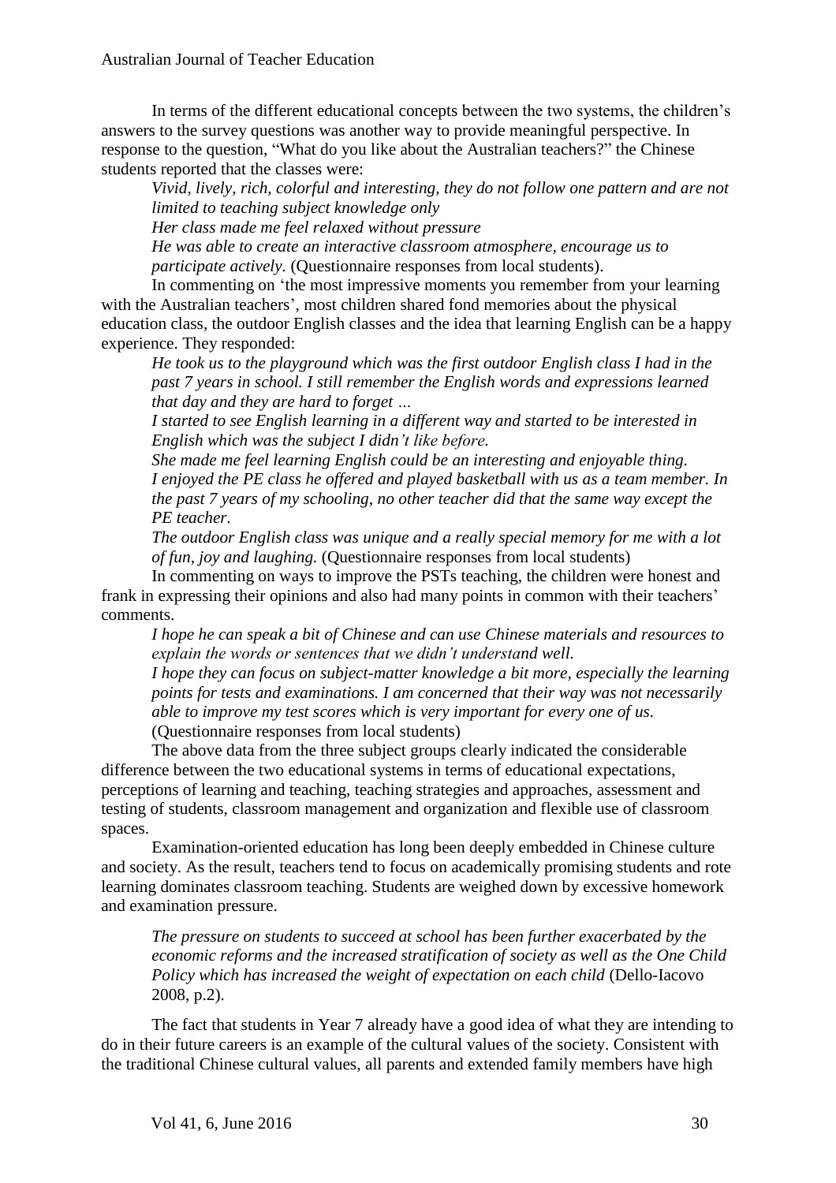In terms of the different educational concepts between the two systems, the children's answers to the survey questions was another way to provide meaningful perspective. In response to the question, "What do you like about the Australian teachers?" the Chinese students reported that the classes were:

> *Vivid, lively, rich, colorful and interesting, they do not follow one pattern and are not limited to teaching subject knowledge only*
>
> *Her class made me feel relaxed without pressure*
>
> *He was able to create an interactive classroom atmosphere, encourage us to participate actively.* (Questionnaire responses from local students).

In commenting on 'the most impressive moments you remember from your learning with the Australian teachers', most children shared fond memories about the physical education class, the outdoor English classes and the idea that learning English can be a happy experience. They responded:

> *He took us to the playground which was the first outdoor English class I had in the past 7 years in school. I still remember the English words and expressions learned that day and they are hard to forget …*
>
> *I started to see English learning in a different way and started to be interested in English which was the subject I didn't like before.*
>
> *She made me feel learning English could be an interesting and enjoyable thing.*
>
> *I enjoyed the PE class he offered and played basketball with us as a team member. In the past 7 years of my schooling, no other teacher did that the same way except the PE teacher.*
>
> *The outdoor English class was unique and a really special memory for me with a lot of fun, joy and laughing.* (Questionnaire responses from local students)

In commenting on ways to improve the PSTs teaching, the children were honest and frank in expressing their opinions and also had many points in common with their teachers' comments.

> *I hope he can speak a bit of Chinese and can use Chinese materials and resources to explain the words or sentences that we didn't understand well.*
>
> *I hope they can focus on subject-matter knowledge a bit more, especially the learning points for tests and examinations. I am concerned that their way was not necessarily able to improve my test scores which is very important for every one of us.* (Questionnaire responses from local students)

The above data from the three subject groups clearly indicated the considerable difference between the two educational systems in terms of educational expectations, perceptions of learning and teaching, teaching strategies and approaches, assessment and testing of students, classroom management and organization and flexible use of classroom spaces.

Examination-oriented education has long been deeply embedded in Chinese culture and society. As the result, teachers tend to focus on academically promising students and rote learning dominates classroom teaching. Students are weighed down by excessive homework and examination pressure.

> *The pressure on students to succeed at school has been further exacerbated by the economic reforms and the increased stratification of society as well as the One Child Policy which has increased the weight of expectation on each child* (Dello-Iacovo 2008, p.2).

The fact that students in Year 7 already have a good idea of what they are intending to do in their future careers is an example of the cultural values of the society. Consistent with the traditional Chinese cultural values, all parents and extended family members have high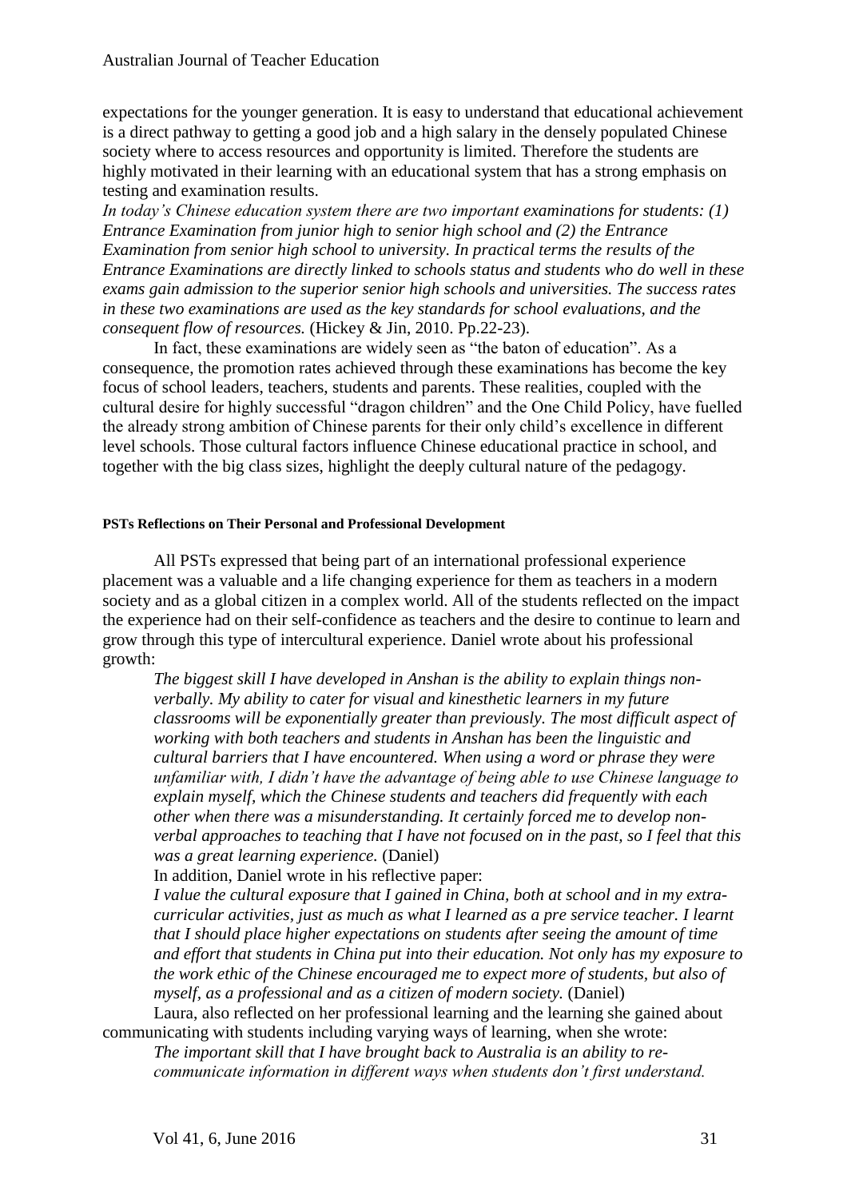expectations for the younger generation. It is easy to understand that educational achievement is a direct pathway to getting a good job and a high salary in the densely populated Chinese society where to access resources and opportunity is limited. Therefore the students are highly motivated in their learning with an educational system that has a strong emphasis on testing and examination results.

*In today's Chinese education system there are two important examinations for students: (1) Entrance Examination from junior high to senior high school and (2) the Entrance Examination from senior high school to university. In practical terms the results of the Entrance Examinations are directly linked to schools status and students who do well in these exams gain admission to the superior senior high schools and universities. The success rates in these two examinations are used as the key standards for school evaluations, and the consequent flow of resources.* (Hickey & Jin, 2010. Pp.22-23).

In fact, these examinations are widely seen as "the baton of education". As a consequence, the promotion rates achieved through these examinations has become the key focus of school leaders, teachers, students and parents. These realities, coupled with the cultural desire for highly successful "dragon children" and the One Child Policy, have fuelled the already strong ambition of Chinese parents for their only child's excellence in different level schools. Those cultural factors influence Chinese educational practice in school, and together with the big class sizes, highlight the deeply cultural nature of the pedagogy.

#### PSTs Reflections on Their Personal and Professional Development

All PSTs expressed that being part of an international professional experience placement was a valuable and a life changing experience for them as teachers in a modern society and as a global citizen in a complex world. All of the students reflected on the impact the experience had on their self-confidence as teachers and the desire to continue to learn and grow through this type of intercultural experience. Daniel wrote about his professional growth:

> *The biggest skill I have developed in Anshan is the ability to explain things non-verbally. My ability to cater for visual and kinesthetic learners in my future classrooms will be exponentially greater than previously. The most difficult aspect of working with both teachers and students in Anshan has been the linguistic and cultural barriers that I have encountered. When using a word or phrase they were unfamiliar with, I didn't have the advantage of being able to use Chinese language to explain myself, which the Chinese students and teachers did frequently with each other when there was a misunderstanding. It certainly forced me to develop non-verbal approaches to teaching that I have not focused on in the past, so I feel that this was a great learning experience.* (Daniel)

In addition, Daniel wrote in his reflective paper:

> *I value the cultural exposure that I gained in China, both at school and in my extra-curricular activities, just as much as what I learned as a pre service teacher. I learnt that I should place higher expectations on students after seeing the amount of time and effort that students in China put into their education. Not only has my exposure to the work ethic of the Chinese encouraged me to expect more of students, but also of myself, as a professional and as a citizen of modern society.* (Daniel)

Laura, also reflected on her professional learning and the learning she gained about communicating with students including varying ways of learning, when she wrote:

> *The important skill that I have brought back to Australia is an ability to re-communicate information in different ways when students don't first understand.*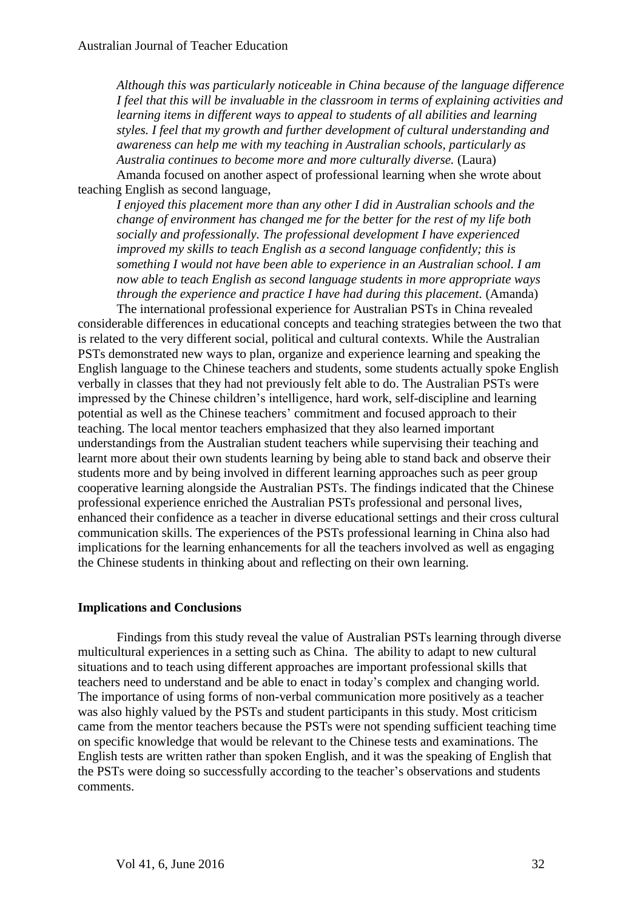*Although this was particularly noticeable in China because of the language difference I feel that this will be invaluable in the classroom in terms of explaining activities and learning items in different ways to appeal to students of all abilities and learning styles. I feel that my growth and further development of cultural understanding and awareness can help me with my teaching in Australian schools, particularly as Australia continues to become more and more culturally diverse.* (Laura)

Amanda focused on another aspect of professional learning when she wrote about teaching English as second language,

*I enjoyed this placement more than any other I did in Australian schools and the change of environment has changed me for the better for the rest of my life both socially and professionally. The professional development I have experienced improved my skills to teach English as a second language confidently; this is something I would not have been able to experience in an Australian school. I am now able to teach English as second language students in more appropriate ways through the experience and practice I have had during this placement.* (Amanda)

The international professional experience for Australian PSTs in China revealed considerable differences in educational concepts and teaching strategies between the two that is related to the very different social, political and cultural contexts. While the Australian PSTs demonstrated new ways to plan, organize and experience learning and speaking the English language to the Chinese teachers and students, some students actually spoke English verbally in classes that they had not previously felt able to do. The Australian PSTs were impressed by the Chinese children's intelligence, hard work, self-discipline and learning potential as well as the Chinese teachers' commitment and focused approach to their teaching. The local mentor teachers emphasized that they also learned important understandings from the Australian student teachers while supervising their teaching and learnt more about their own students learning by being able to stand back and observe their students more and by being involved in different learning approaches such as peer group cooperative learning alongside the Australian PSTs. The findings indicated that the Chinese professional experience enriched the Australian PSTs professional and personal lives, enhanced their confidence as a teacher in diverse educational settings and their cross cultural communication skills. The experiences of the PSTs professional learning in China also had implications for the learning enhancements for all the teachers involved as well as engaging the Chinese students in thinking about and reflecting on their own learning.

## Implications and Conclusions

Findings from this study reveal the value of Australian PSTs learning through diverse multicultural experiences in a setting such as China. The ability to adapt to new cultural situations and to teach using different approaches are important professional skills that teachers need to understand and be able to enact in today's complex and changing world. The importance of using forms of non-verbal communication more positively as a teacher was also highly valued by the PSTs and student participants in this study. Most criticism came from the mentor teachers because the PSTs were not spending sufficient teaching time on specific knowledge that would be relevant to the Chinese tests and examinations. The English tests are written rather than spoken English, and it was the speaking of English that the PSTs were doing so successfully according to the teacher's observations and students comments.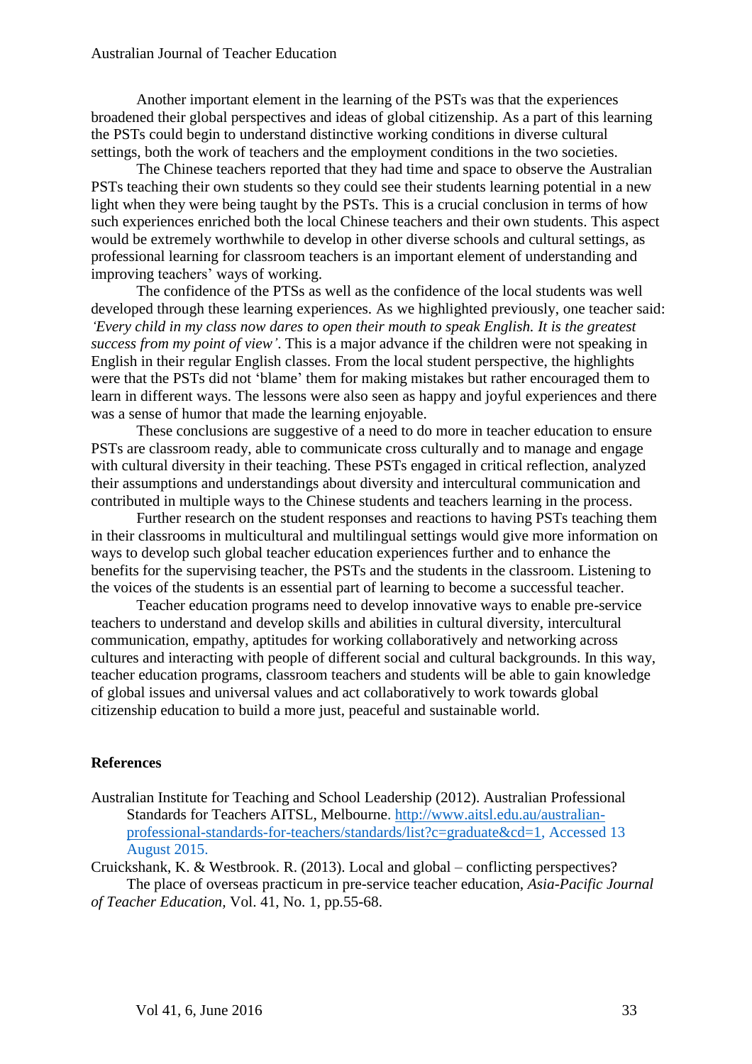Another important element in the learning of the PSTs was that the experiences broadened their global perspectives and ideas of global citizenship. As a part of this learning the PSTs could begin to understand distinctive working conditions in diverse cultural settings, both the work of teachers and the employment conditions in the two societies.

The Chinese teachers reported that they had time and space to observe the Australian PSTs teaching their own students so they could see their students learning potential in a new light when they were being taught by the PSTs. This is a crucial conclusion in terms of how such experiences enriched both the local Chinese teachers and their own students. This aspect would be extremely worthwhile to develop in other diverse schools and cultural settings, as professional learning for classroom teachers is an important element of understanding and improving teachers' ways of working.

The confidence of the PTSs as well as the confidence of the local students was well developed through these learning experiences. As we highlighted previously, one teacher said: *'Every child in my class now dares to open their mouth to speak English. It is the greatest success from my point of view'*. This is a major advance if the children were not speaking in English in their regular English classes. From the local student perspective, the highlights were that the PSTs did not 'blame' them for making mistakes but rather encouraged them to learn in different ways. The lessons were also seen as happy and joyful experiences and there was a sense of humor that made the learning enjoyable.

These conclusions are suggestive of a need to do more in teacher education to ensure PSTs are classroom ready, able to communicate cross culturally and to manage and engage with cultural diversity in their teaching. These PSTs engaged in critical reflection, analyzed their assumptions and understandings about diversity and intercultural communication and contributed in multiple ways to the Chinese students and teachers learning in the process.

Further research on the student responses and reactions to having PSTs teaching them in their classrooms in multicultural and multilingual settings would give more information on ways to develop such global teacher education experiences further and to enhance the benefits for the supervising teacher, the PSTs and the students in the classroom. Listening to the voices of the students is an essential part of learning to become a successful teacher.

Teacher education programs need to develop innovative ways to enable pre-service teachers to understand and develop skills and abilities in cultural diversity, intercultural communication, empathy, aptitudes for working collaboratively and networking across cultures and interacting with people of different social and cultural backgrounds. In this way, teacher education programs, classroom teachers and students will be able to gain knowledge of global issues and universal values and act collaboratively to work towards global citizenship education to build a more just, peaceful and sustainable world.

## References

Australian Institute for Teaching and School Leadership (2012). Australian Professional Standards for Teachers AITSL, Melbourne. http://www.aitsl.edu.au/australian-professional-standards-for-teachers/standards/list?c=graduate&cd=1, Accessed 13 August 2015.

Cruickshank, K. & Westbrook. R. (2013). Local and global – conflicting perspectives? The place of overseas practicum in pre-service teacher education, *Asia-Pacific Journal of Teacher Education,* Vol. 41, No. 1, pp.55-68.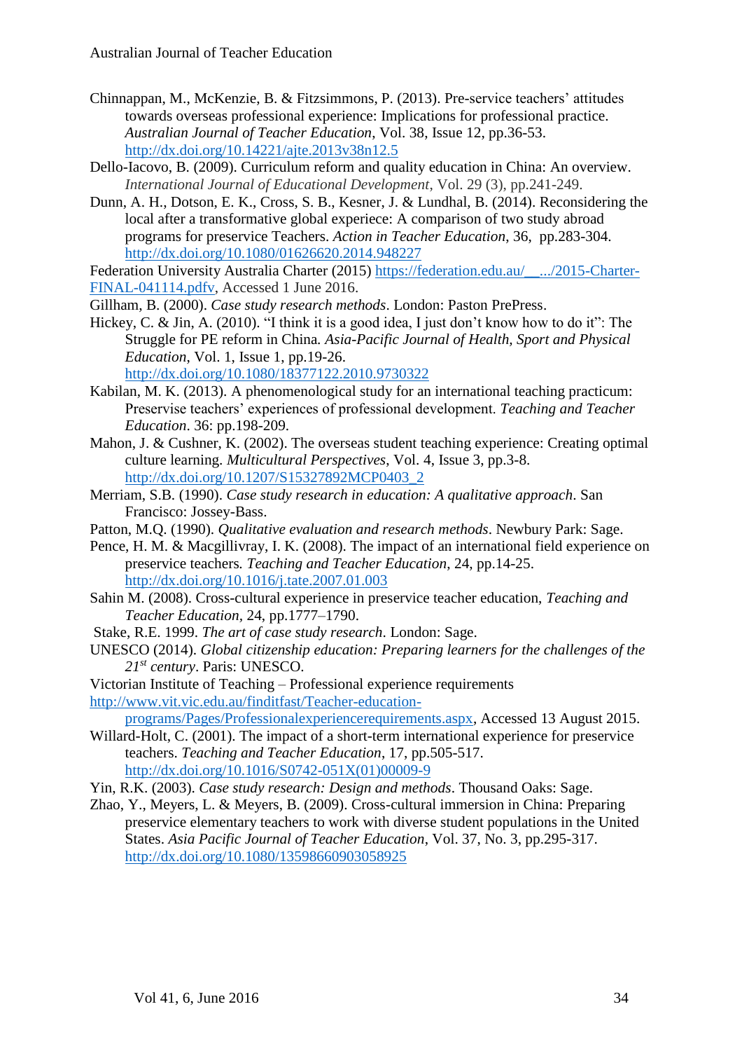Chinnappan, M., McKenzie, B. & Fitzsimmons, P. (2013). Pre-service teachers' attitudes towards overseas professional experience: Implications for professional practice. *Australian Journal of Teacher Education*, Vol. 38, Issue 12, pp.36-53. http://dx.doi.org/10.14221/ajte.2013v38n12.5

Dello-Iacovo, B. (2009). Curriculum reform and quality education in China: An overview. *International Journal of Educational Development*, Vol. 29 (3), pp.241-249.

Dunn, A. H., Dotson, E. K., Cross, S. B., Kesner, J. & Lundhal, B. (2014). Reconsidering the local after a transformative global experiece: A comparison of two study abroad programs for preservice Teachers. *Action in Teacher Education*, 36, pp.283-304. http://dx.doi.org/10.1080/01626620.2014.948227

Federation University Australia Charter (2015) https://federation.edu.au/__.../2015-Charter-FINAL-041114.pdfv, Accessed 1 June 2016.

Gillham, B. (2000). *Case study research methods*. London: Paston PrePress.

Hickey, C. & Jin, A. (2010). "I think it is a good idea, I just don't know how to do it": The Struggle for PE reform in China. *Asia-Pacific Journal of Health, Sport and Physical Education*, Vol. 1, Issue 1, pp.19-26. http://dx.doi.org/10.1080/18377122.2010.9730322

Kabilan, M. K. (2013). A phenomenological study for an international teaching practicum: Preservise teachers' experiences of professional development. *Teaching and Teacher Education*. 36: pp.198-209.

Mahon, J. & Cushner, K. (2002). The overseas student teaching experience: Creating optimal culture learning. *Multicultural Perspectives*, Vol. 4, Issue 3, pp.3-8. http://dx.doi.org/10.1207/S15327892MCP0403_2

Merriam, S.B. (1990). *Case study research in education: A qualitative approach*. San Francisco: Jossey-Bass.

Patton, M.Q. (1990). *Qualitative evaluation and research methods*. Newbury Park: Sage.

Pence, H. M. & Macgillivray, I. K. (2008). The impact of an international field experience on preservice teachers. *Teaching and Teacher Education*, 24, pp.14-25. http://dx.doi.org/10.1016/j.tate.2007.01.003

Sahin M. (2008). Cross-cultural experience in preservice teacher education, *Teaching and Teacher Education*, 24, pp.1777–1790.

Stake, R.E. 1999. *The art of case study research*. London: Sage.

UNESCO (2014). *Global citizenship education: Preparing learners for the challenges of the 21st century*. Paris: UNESCO.

Victorian Institute of Teaching – Professional experience requirements http://www.vit.vic.edu.au/finditfast/Teacher-education-programs/Pages/Professionalexperiencerequirements.aspx, Accessed 13 August 2015.

Willard-Holt, C. (2001). The impact of a short-term international experience for preservice teachers. *Teaching and Teacher Education*, 17, pp.505-517. http://dx.doi.org/10.1016/S0742-051X(01)00009-9

Yin, R.K. (2003). *Case study research: Design and methods*. Thousand Oaks: Sage.

Zhao, Y., Meyers, L. & Meyers, B. (2009). Cross-cultural immersion in China: Preparing preservice elementary teachers to work with diverse student populations in the United States. *Asia Pacific Journal of Teacher Education*, Vol. 37, No. 3, pp.295-317. http://dx.doi.org/10.1080/13598660903058925